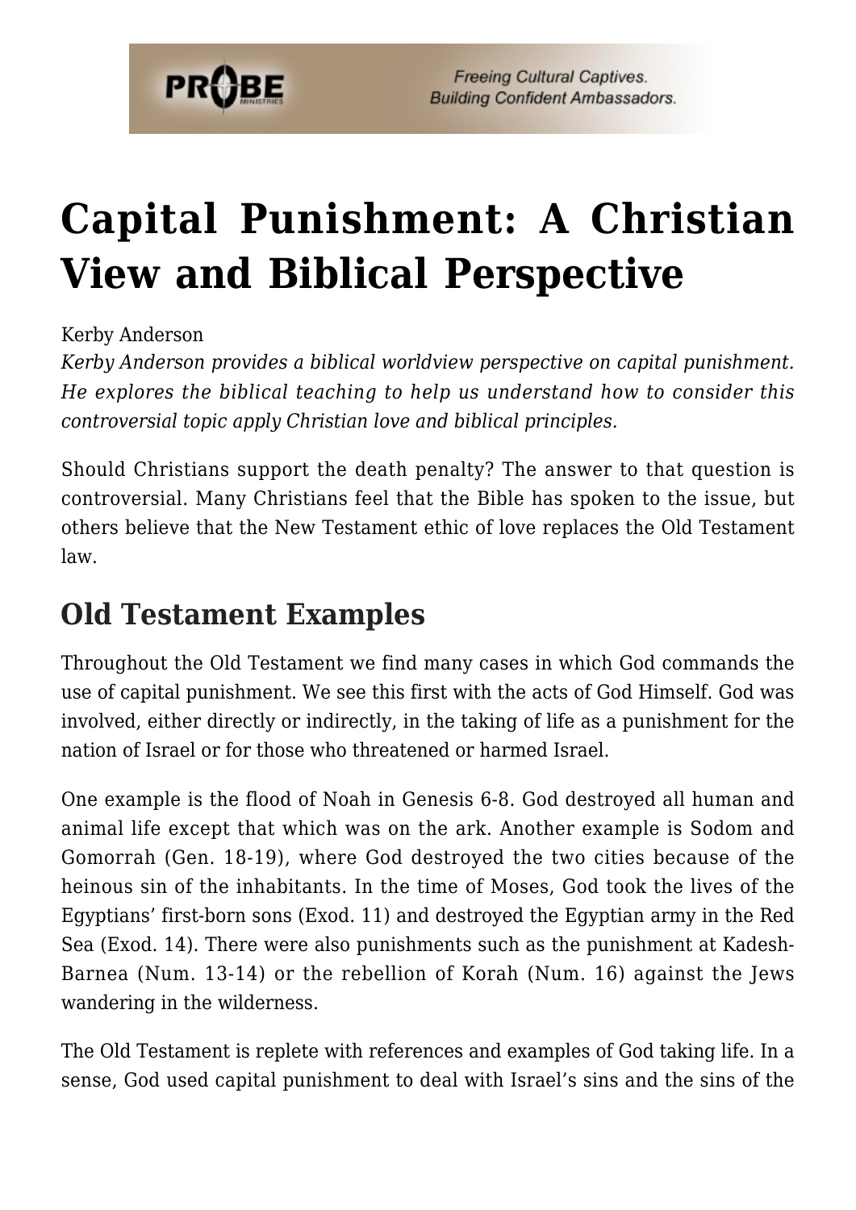# Capital Punishment: A Christian View and Biblical Perspective

Kerby Anderson

*Kerby Anderson provides a biblical worldview perspective on capital punishment. He explores the biblical teaching to help us understand how to consider this controversial topic apply Christian love and biblical principles.*

Should Christians support the death penalty? The answer to that question is controversial. Many Christians feel that the Bible has spoken to the issue, but others believe that the New Testament ethic of love replaces the Old Testament law.

## Old Testament Examples

Throughout the Old Testament we find many cases in which God commands the use of capital punishment. We see this first with the acts of God Himself. God was involved, either directly or indirectly, in the taking of life as a punishment for the nation of Israel or for those who threatened or harmed Israel.

One example is the flood of Noah in Genesis 6-8. God destroyed all human and animal life except that which was on the ark. Another example is Sodom and Gomorrah (Gen. 18-19), where God destroyed the two cities because of the heinous sin of the inhabitants. In the time of Moses, God took the lives of the Egyptians' first-born sons (Exod. 11) and destroyed the Egyptian army in the Red Sea (Exod. 14). There were also punishments such as the punishment at Kadesh-Barnea (Num. 13-14) or the rebellion of Korah (Num. 16) against the Jews wandering in the wilderness.

The Old Testament is replete with references and examples of God taking life. In a sense, God used capital punishment to deal with Israel's sins and the sins of the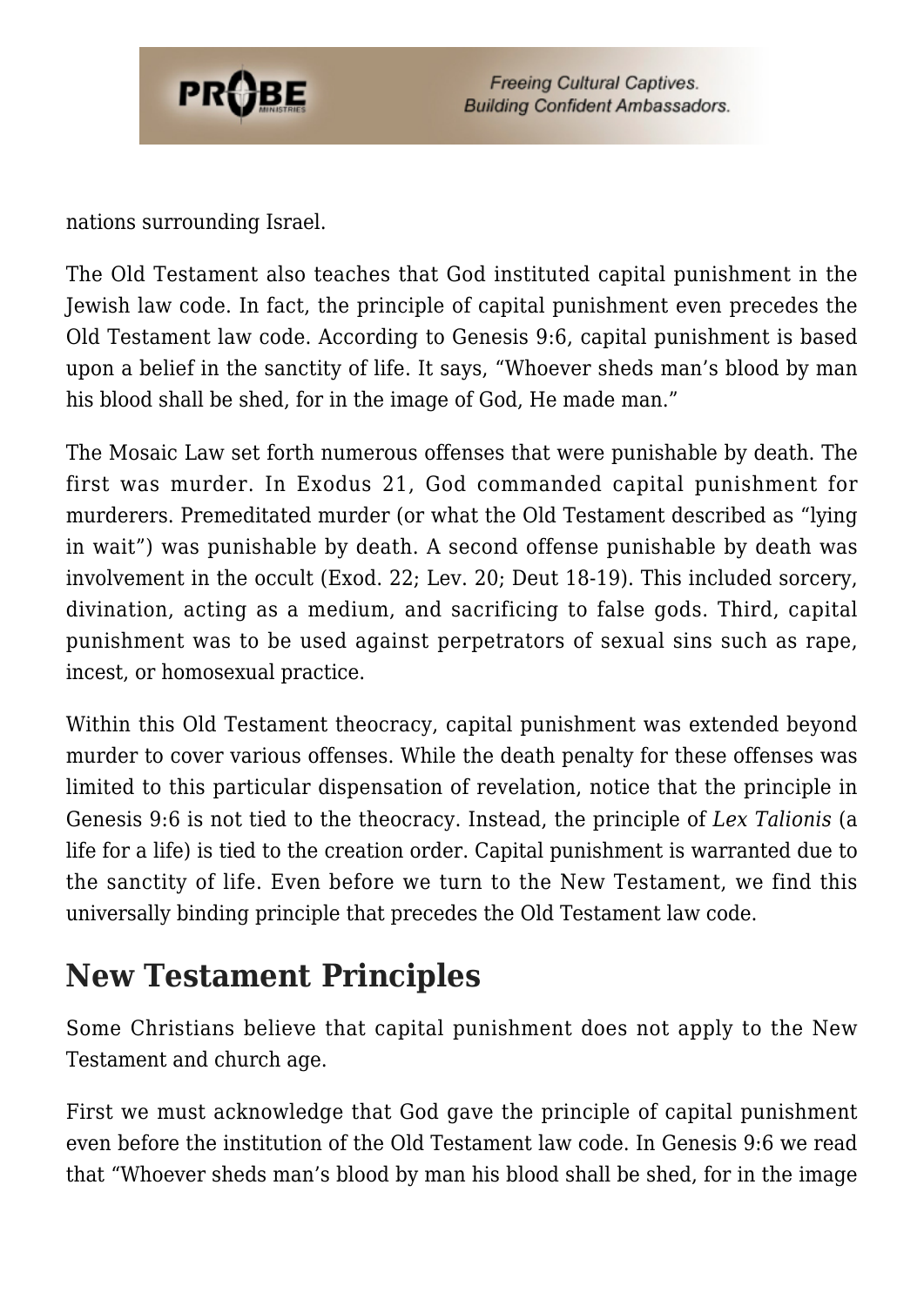nations surrounding Israel.

The Old Testament also teaches that God instituted capital punishment in the Jewish law code. In fact, the principle of capital punishment even precedes the Old Testament law code. According to Genesis 9:6, capital punishment is based upon a belief in the sanctity of life. It says, "Whoever sheds man's blood by man his blood shall be shed, for in the image of God, He made man."

The Mosaic Law set forth numerous offenses that were punishable by death. The first was murder. In Exodus 21, God commanded capital punishment for murderers. Premeditated murder (or what the Old Testament described as "lying in wait") was punishable by death. A second offense punishable by death was involvement in the occult (Exod. 22; Lev. 20; Deut 18-19). This included sorcery, divination, acting as a medium, and sacrificing to false gods. Third, capital punishment was to be used against perpetrators of sexual sins such as rape, incest, or homosexual practice.

Within this Old Testament theocracy, capital punishment was extended beyond murder to cover various offenses. While the death penalty for these offenses was limited to this particular dispensation of revelation, notice that the principle in Genesis 9:6 is not tied to the theocracy. Instead, the principle of *Lex Talionis* (a life for a life) is tied to the creation order. Capital punishment is warranted due to the sanctity of life. Even before we turn to the New Testament, we find this universally binding principle that precedes the Old Testament law code.

## New Testament Principles

Some Christians believe that capital punishment does not apply to the New Testament and church age.

First we must acknowledge that God gave the principle of capital punishment even before the institution of the Old Testament law code. In Genesis 9:6 we read that "Whoever sheds man's blood by man his blood shall be shed, for in the image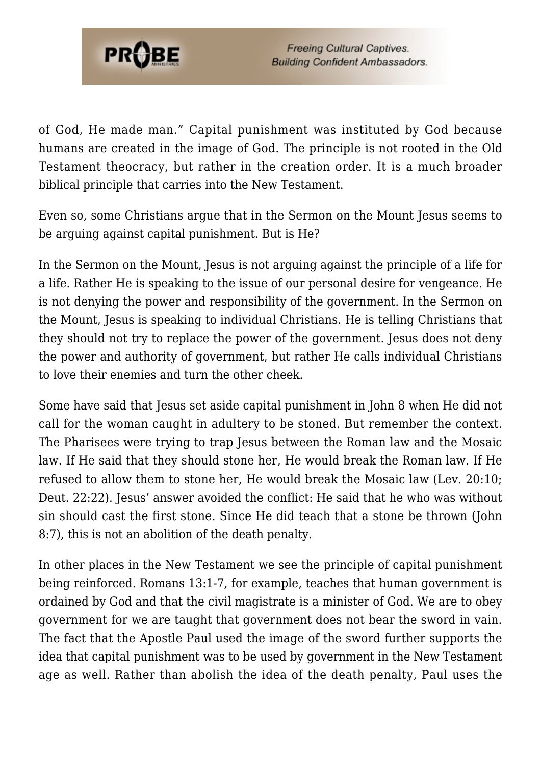of God, He made man." Capital punishment was instituted by God because humans are created in the image of God. The principle is not rooted in the Old Testament theocracy, but rather in the creation order. It is a much broader biblical principle that carries into the New Testament.

Even so, some Christians argue that in the Sermon on the Mount Jesus seems to be arguing against capital punishment. But is He?

In the Sermon on the Mount, Jesus is not arguing against the principle of a life for a life. Rather He is speaking to the issue of our personal desire for vengeance. He is not denying the power and responsibility of the government. In the Sermon on the Mount, Jesus is speaking to individual Christians. He is telling Christians that they should not try to replace the power of the government. Jesus does not deny the power and authority of government, but rather He calls individual Christians to love their enemies and turn the other cheek.

Some have said that Jesus set aside capital punishment in John 8 when He did not call for the woman caught in adultery to be stoned. But remember the context. The Pharisees were trying to trap Jesus between the Roman law and the Mosaic law. If He said that they should stone her, He would break the Roman law. If He refused to allow them to stone her, He would break the Mosaic law (Lev. 20:10; Deut. 22:22). Jesus' answer avoided the conflict: He said that he who was without sin should cast the first stone. Since He did teach that a stone be thrown (John 8:7), this is not an abolition of the death penalty.

In other places in the New Testament we see the principle of capital punishment being reinforced. Romans 13:1-7, for example, teaches that human government is ordained by God and that the civil magistrate is a minister of God. We are to obey government for we are taught that government does not bear the sword in vain. The fact that the Apostle Paul used the image of the sword further supports the idea that capital punishment was to be used by government in the New Testament age as well. Rather than abolish the idea of the death penalty, Paul uses the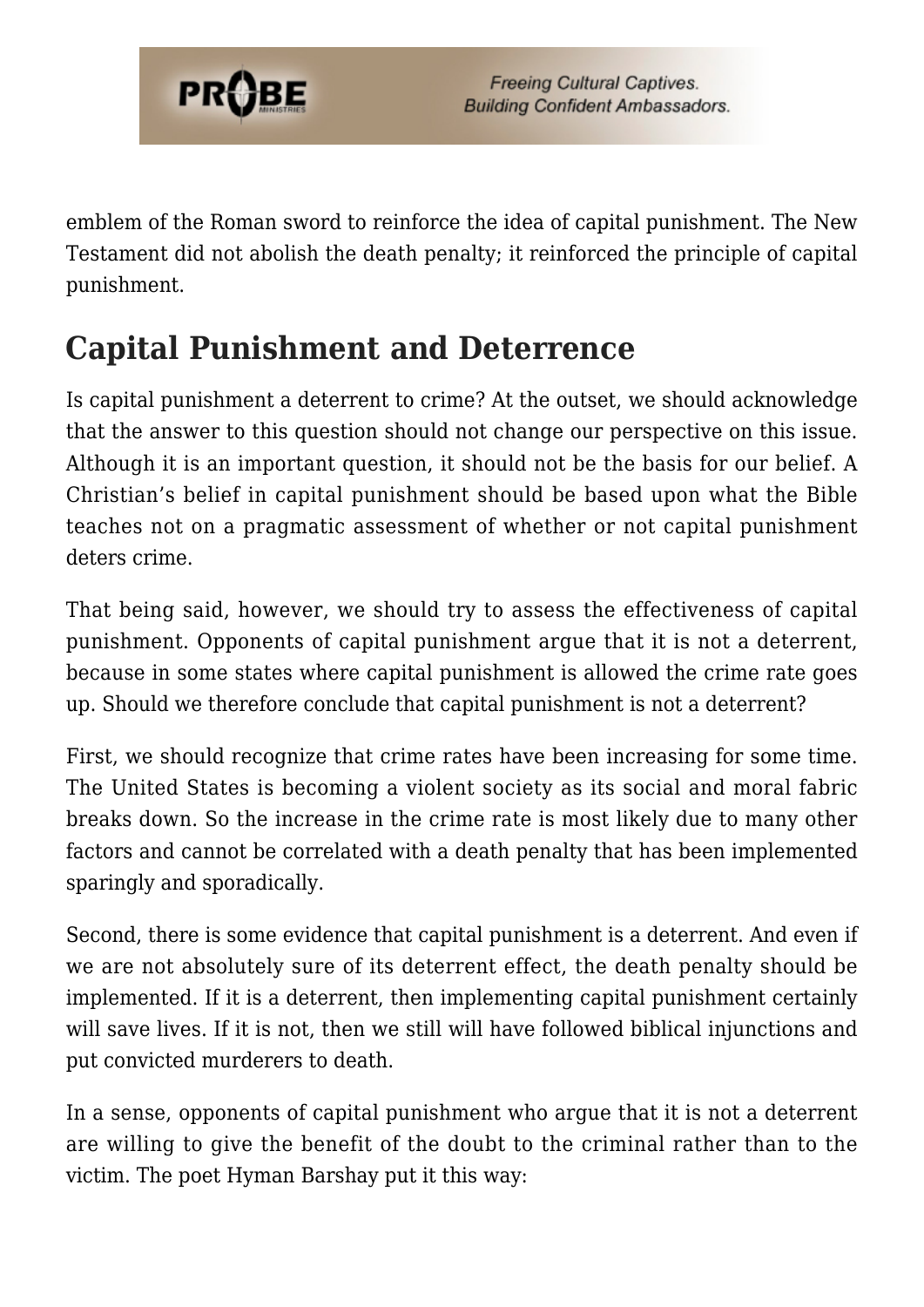emblem of the Roman sword to reinforce the idea of capital punishment. The New Testament did not abolish the death penalty; it reinforced the principle of capital punishment.

## Capital Punishment and Deterrence

Is capital punishment a deterrent to crime? At the outset, we should acknowledge that the answer to this question should not change our perspective on this issue. Although it is an important question, it should not be the basis for our belief. A Christian's belief in capital punishment should be based upon what the Bible teaches not on a pragmatic assessment of whether or not capital punishment deters crime.

That being said, however, we should try to assess the effectiveness of capital punishment. Opponents of capital punishment argue that it is not a deterrent, because in some states where capital punishment is allowed the crime rate goes up. Should we therefore conclude that capital punishment is not a deterrent?

First, we should recognize that crime rates have been increasing for some time. The United States is becoming a violent society as its social and moral fabric breaks down. So the increase in the crime rate is most likely due to many other factors and cannot be correlated with a death penalty that has been implemented sparingly and sporadically.

Second, there is some evidence that capital punishment is a deterrent. And even if we are not absolutely sure of its deterrent effect, the death penalty should be implemented. If it is a deterrent, then implementing capital punishment certainly will save lives. If it is not, then we still will have followed biblical injunctions and put convicted murderers to death.

In a sense, opponents of capital punishment who argue that it is not a deterrent are willing to give the benefit of the doubt to the criminal rather than to the victim. The poet Hyman Barshay put it this way: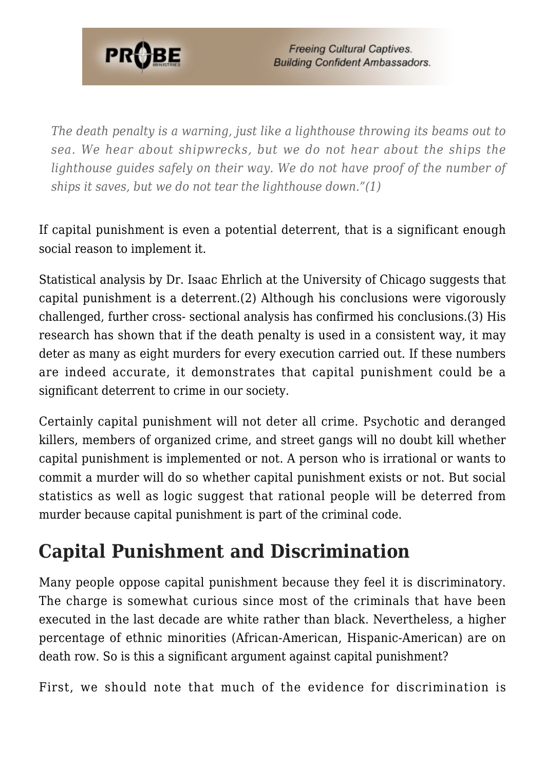*The death penalty is a warning, just like a lighthouse throwing its beams out to sea. We hear about shipwrecks, but we do not hear about the ships the lighthouse guides safely on their way. We do not have proof of the number of ships it saves, but we do not tear the lighthouse down."(1)*

If capital punishment is even a potential deterrent, that is a significant enough social reason to implement it.

Statistical analysis by Dr. Isaac Ehrlich at the University of Chicago suggests that capital punishment is a deterrent.(2) Although his conclusions were vigorously challenged, further cross- sectional analysis has confirmed his conclusions.(3) His research has shown that if the death penalty is used in a consistent way, it may deter as many as eight murders for every execution carried out. If these numbers are indeed accurate, it demonstrates that capital punishment could be a significant deterrent to crime in our society.

Certainly capital punishment will not deter all crime. Psychotic and deranged killers, members of organized crime, and street gangs will no doubt kill whether capital punishment is implemented or not. A person who is irrational or wants to commit a murder will do so whether capital punishment exists or not. But social statistics as well as logic suggest that rational people will be deterred from murder because capital punishment is part of the criminal code.

## Capital Punishment and Discrimination

Many people oppose capital punishment because they feel it is discriminatory. The charge is somewhat curious since most of the criminals that have been executed in the last decade are white rather than black. Nevertheless, a higher percentage of ethnic minorities (African-American, Hispanic-American) are on death row. So is this a significant argument against capital punishment?

First, we should note that much of the evidence for discrimination is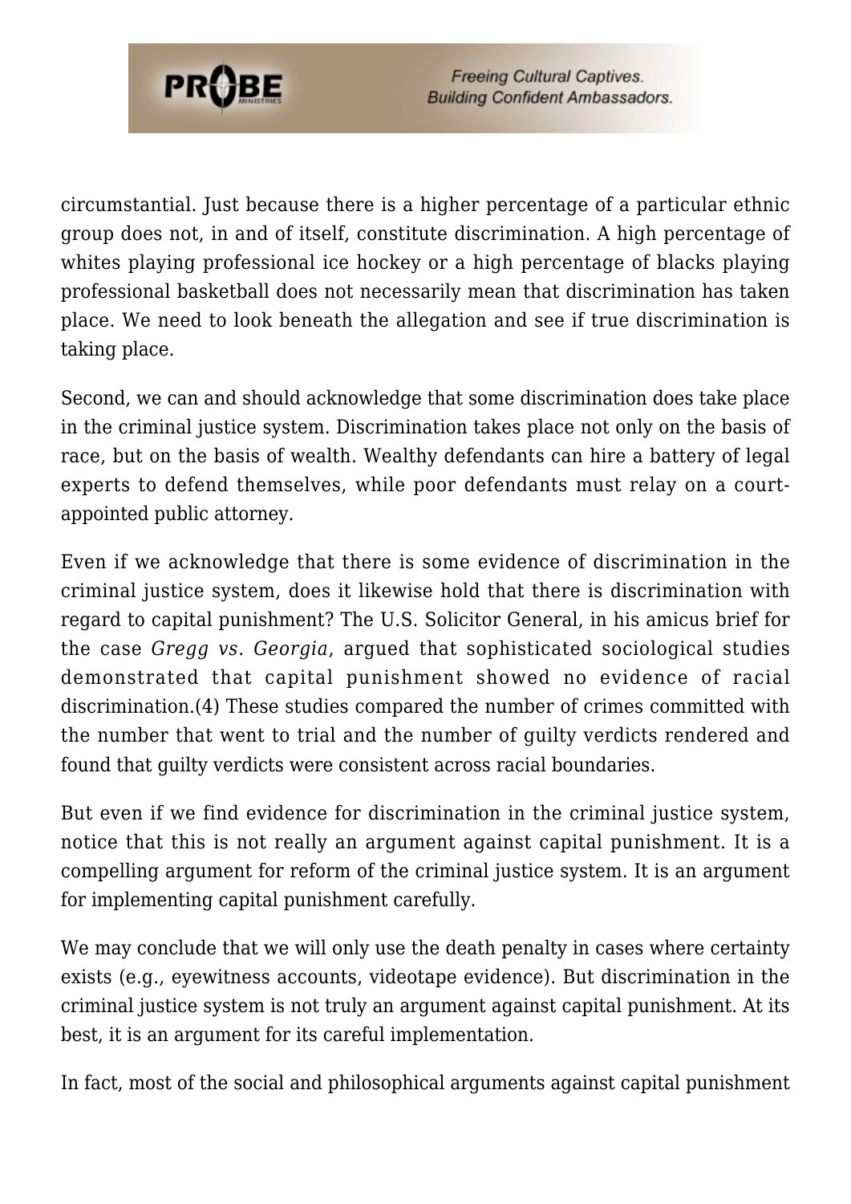circumstantial. Just because there is a higher percentage of a particular ethnic group does not, in and of itself, constitute discrimination. A high percentage of whites playing professional ice hockey or a high percentage of blacks playing professional basketball does not necessarily mean that discrimination has taken place. We need to look beneath the allegation and see if true discrimination is taking place.

Second, we can and should acknowledge that some discrimination does take place in the criminal justice system. Discrimination takes place not only on the basis of race, but on the basis of wealth. Wealthy defendants can hire a battery of legal experts to defend themselves, while poor defendants must relay on a court-appointed public attorney.

Even if we acknowledge that there is some evidence of discrimination in the criminal justice system, does it likewise hold that there is discrimination with regard to capital punishment? The U.S. Solicitor General, in his amicus brief for the case *Gregg vs. Georgia*, argued that sophisticated sociological studies demonstrated that capital punishment showed no evidence of racial discrimination.(4) These studies compared the number of crimes committed with the number that went to trial and the number of guilty verdicts rendered and found that guilty verdicts were consistent across racial boundaries.

But even if we find evidence for discrimination in the criminal justice system, notice that this is not really an argument against capital punishment. It is a compelling argument for reform of the criminal justice system. It is an argument for implementing capital punishment carefully.

We may conclude that we will only use the death penalty in cases where certainty exists (e.g., eyewitness accounts, videotape evidence). But discrimination in the criminal justice system is not truly an argument against capital punishment. At its best, it is an argument for its careful implementation.

In fact, most of the social and philosophical arguments against capital punishment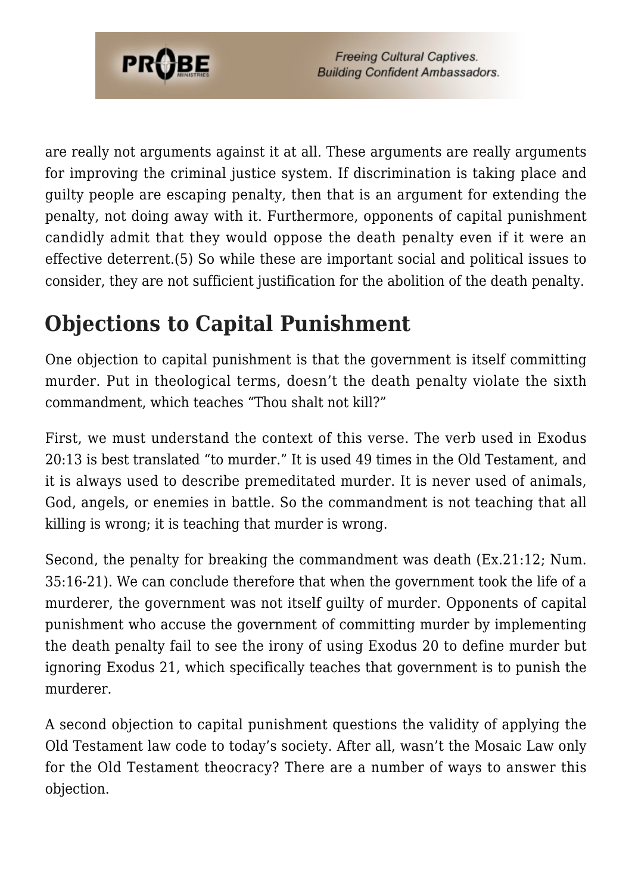are really not arguments against it at all. These arguments are really arguments for improving the criminal justice system. If discrimination is taking place and guilty people are escaping penalty, then that is an argument for extending the penalty, not doing away with it. Furthermore, opponents of capital punishment candidly admit that they would oppose the death penalty even if it were an effective deterrent.(5) So while these are important social and political issues to consider, they are not sufficient justification for the abolition of the death penalty.

## Objections to Capital Punishment

One objection to capital punishment is that the government is itself committing murder. Put in theological terms, doesn't the death penalty violate the sixth commandment, which teaches "Thou shalt not kill?"

First, we must understand the context of this verse. The verb used in Exodus 20:13 is best translated "to murder." It is used 49 times in the Old Testament, and it is always used to describe premeditated murder. It is never used of animals, God, angels, or enemies in battle. So the commandment is not teaching that all killing is wrong; it is teaching that murder is wrong.

Second, the penalty for breaking the commandment was death (Ex.21:12; Num. 35:16-21). We can conclude therefore that when the government took the life of a murderer, the government was not itself guilty of murder. Opponents of capital punishment who accuse the government of committing murder by implementing the death penalty fail to see the irony of using Exodus 20 to define murder but ignoring Exodus 21, which specifically teaches that government is to punish the murderer.

A second objection to capital punishment questions the validity of applying the Old Testament law code to today's society. After all, wasn't the Mosaic Law only for the Old Testament theocracy? There are a number of ways to answer this objection.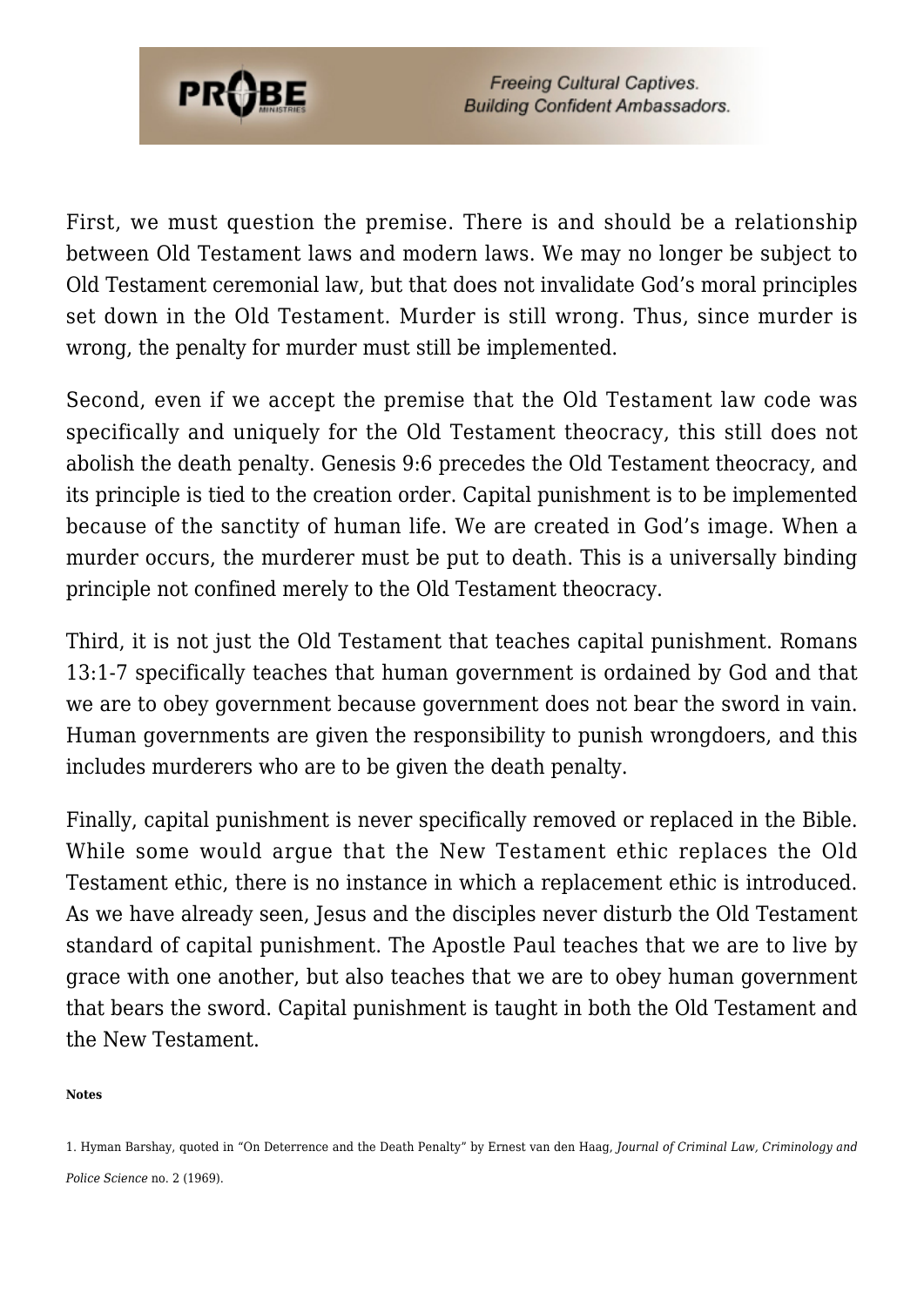First, we must question the premise. There is and should be a relationship between Old Testament laws and modern laws. We may no longer be subject to Old Testament ceremonial law, but that does not invalidate God's moral principles set down in the Old Testament. Murder is still wrong. Thus, since murder is wrong, the penalty for murder must still be implemented.

Second, even if we accept the premise that the Old Testament law code was specifically and uniquely for the Old Testament theocracy, this still does not abolish the death penalty. Genesis 9:6 precedes the Old Testament theocracy, and its principle is tied to the creation order. Capital punishment is to be implemented because of the sanctity of human life. We are created in God's image. When a murder occurs, the murderer must be put to death. This is a universally binding principle not confined merely to the Old Testament theocracy.

Third, it is not just the Old Testament that teaches capital punishment. Romans 13:1-7 specifically teaches that human government is ordained by God and that we are to obey government because government does not bear the sword in vain. Human governments are given the responsibility to punish wrongdoers, and this includes murderers who are to be given the death penalty.

Finally, capital punishment is never specifically removed or replaced in the Bible. While some would argue that the New Testament ethic replaces the Old Testament ethic, there is no instance in which a replacement ethic is introduced. As we have already seen, Jesus and the disciples never disturb the Old Testament standard of capital punishment. The Apostle Paul teaches that we are to live by grace with one another, but also teaches that we are to obey human government that bears the sword. Capital punishment is taught in both the Old Testament and the New Testament.

**Notes**

1. Hyman Barshay, quoted in "On Deterrence and the Death Penalty" by Ernest van den Haag, *Journal of Criminal Law, Criminology and Police Science* no. 2 (1969).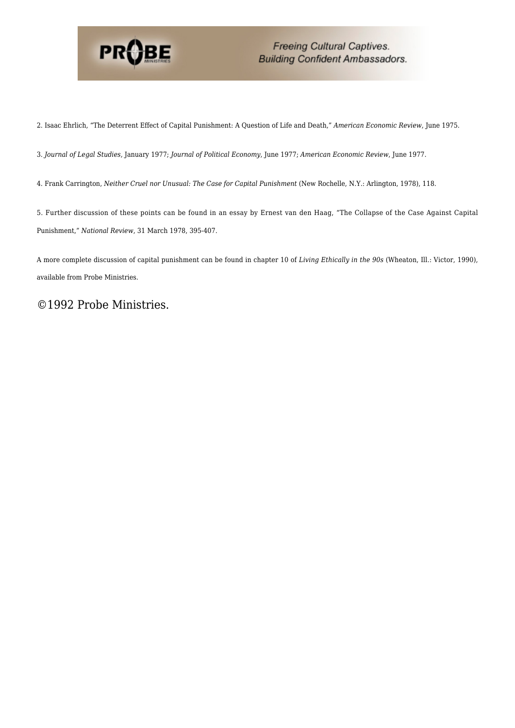2. Isaac Ehrlich, "The Deterrent Effect of Capital Punishment: A Question of Life and Death," *American Economic Review*, June 1975.

3. *Journal of Legal Studies*, January 1977; *Journal of Political Economy*, June 1977; *American Economic Review*, June 1977.

4. Frank Carrington, *Neither Cruel nor Unusual: The Case for Capital Punishment* (New Rochelle, N.Y.: Arlington, 1978), 118.

5. Further discussion of these points can be found in an essay by Ernest van den Haag, "The Collapse of the Case Against Capital Punishment," *National Review*, 31 March 1978, 395-407.

A more complete discussion of capital punishment can be found in chapter 10 of *Living Ethically in the 90s* (Wheaton, Ill.: Victor, 1990), available from Probe Ministries.

©1992 Probe Ministries.